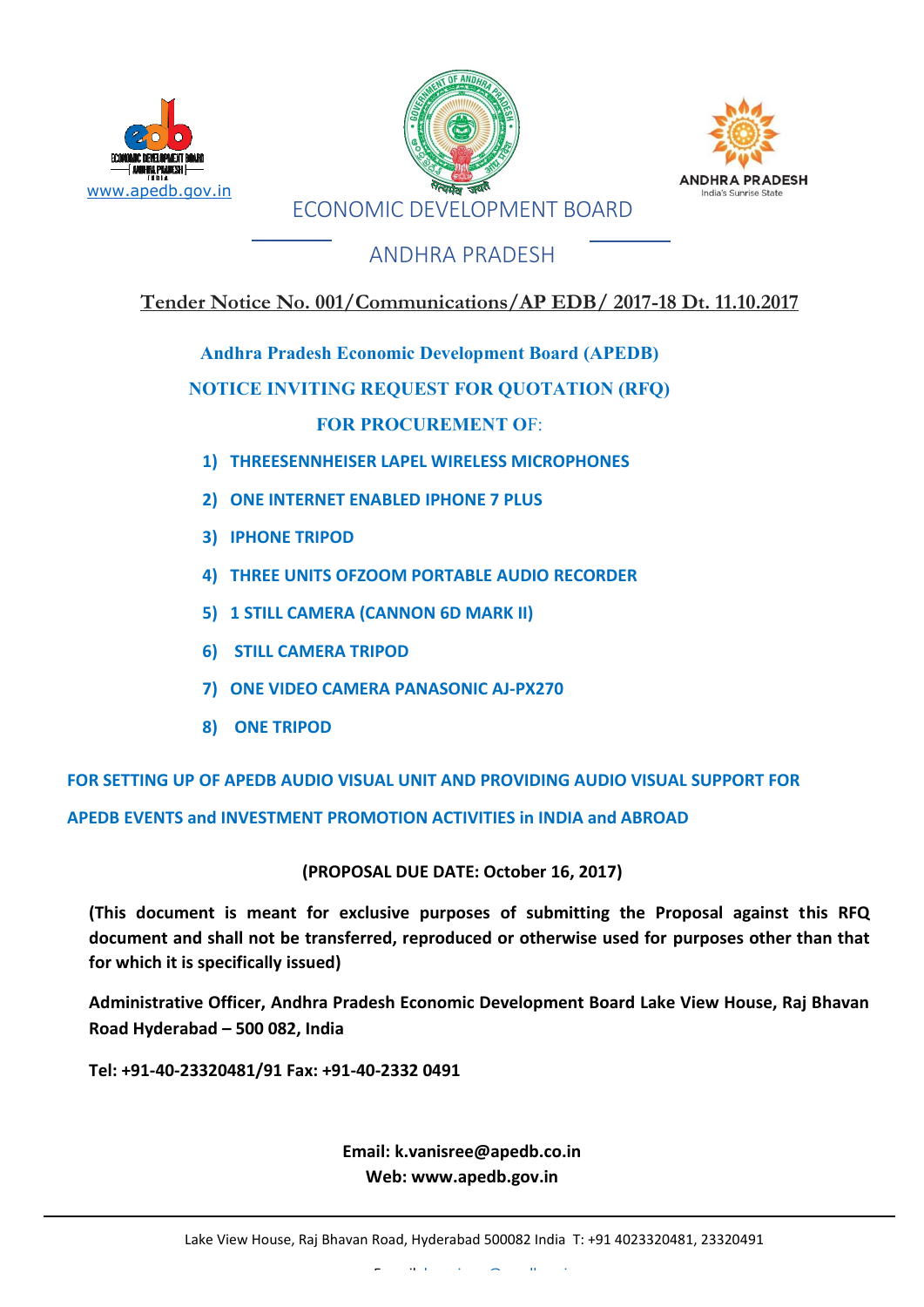www.apedb.gov.in

# ECONOMIC DEVELOPMENT BOARD

# ANDHRA PRADESH

**Tender Notice No. 001/Communications/AP EDB/ 2017-18 Dt. 11.10.2017**

**Andhra Pradesh Economic Development Board (APEDB)**

**NOTICE INVITING REQUEST FOR QUOTATION (RFQ)**

**FOR PROCUREMENT OF:**

1) **THREESENNHEISER LAPEL WIRELESS MICROPHONES**
2) **ONE INTERNET ENABLED IPHONE 7 PLUS**
3) **IPHONE TRIPOD**
4) **THREE UNITS OFZOOM PORTABLE AUDIO RECORDER**
5) **1 STILL CAMERA (CANNON 6D MARK II)**
6) **STILL CAMERA TRIPOD**
7) **ONE VIDEO CAMERA PANASONIC AJ-PX270**
8) **ONE TRIPOD**

**FOR SETTING UP OF APEDB AUDIO VISUAL UNIT AND PROVIDING AUDIO VISUAL SUPPORT FOR APEDB EVENTS and INVESTMENT PROMOTION ACTIVITIES in INDIA and ABROAD**

**(PROPOSAL DUE DATE: October 16, 2017)**

**(This document is meant for exclusive purposes of submitting the Proposal against this RFQ document and shall not be transferred, reproduced or otherwise used for purposes other than that for which it is specifically issued)**

**Administrative Officer, Andhra Pradesh Economic Development Board Lake View House, Raj Bhavan Road Hyderabad – 500 082, India**

**Tel: +91-40-23320481/91 Fax: +91-40-2332 0491**

**Email: k.vanisree@apedb.co.in**
**Web: www.apedb.gov.in**

Lake View House, Raj Bhavan Road, Hyderabad 500082 India T: +91 4023320481, 23320491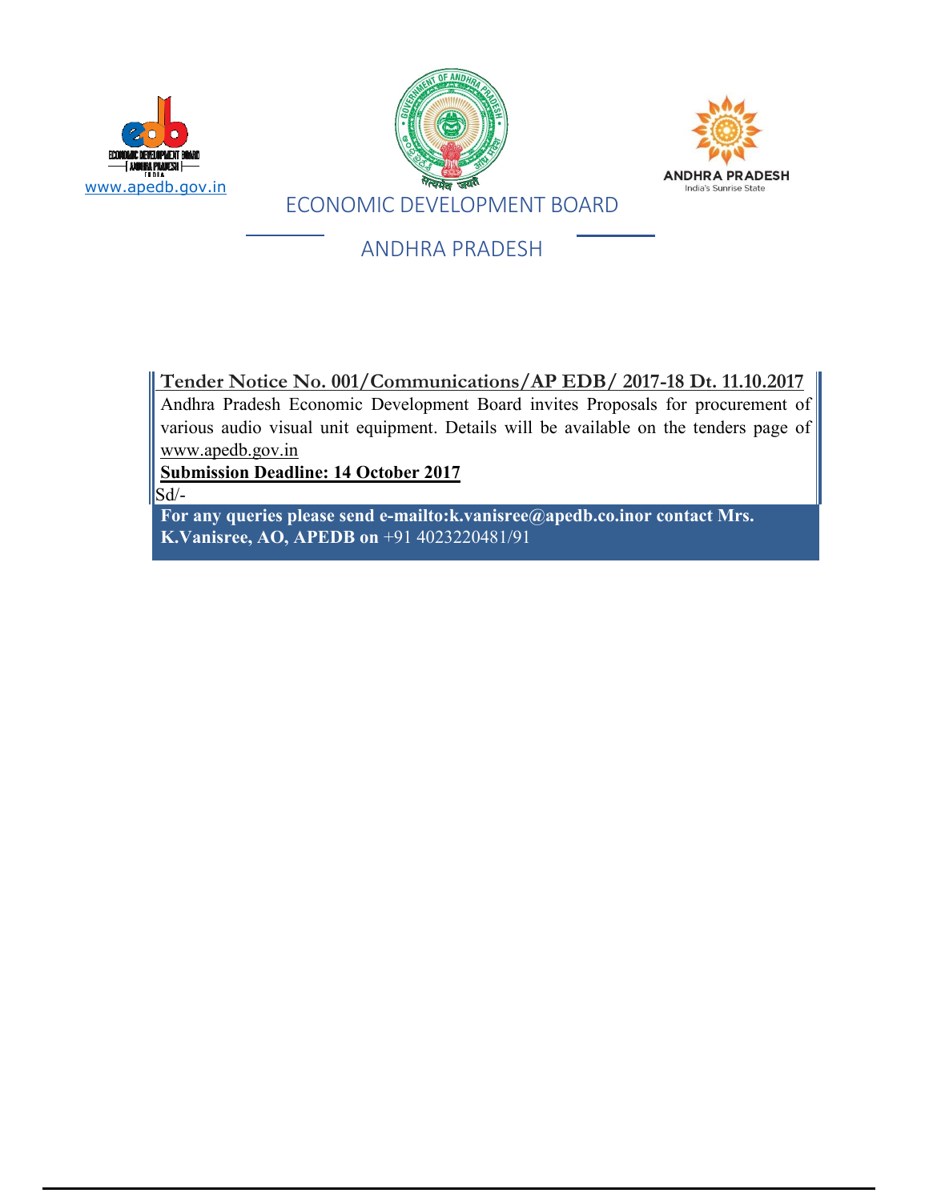www.apedb.gov.in

ECONOMIC DEVELOPMENT BOARD

ANDHRA PRADESH

ANDHRA PRADESH
India's Sunrise State

**Tender Notice No. 001/Communications/AP EDB/ 2017-18 Dt. 11.10.2017**

Andhra Pradesh Economic Development Board invites Proposals for procurement of various audio visual unit equipment. Details will be available on the tenders page of www.apedb.gov.in

**Submission Deadline: 14 October 2017**

Sd/-

**For any queries please send e-mailto:k.vanisree@apedb.co.inor contact Mrs. K.Vanisree, AO, APEDB on** +91 4023220481/91